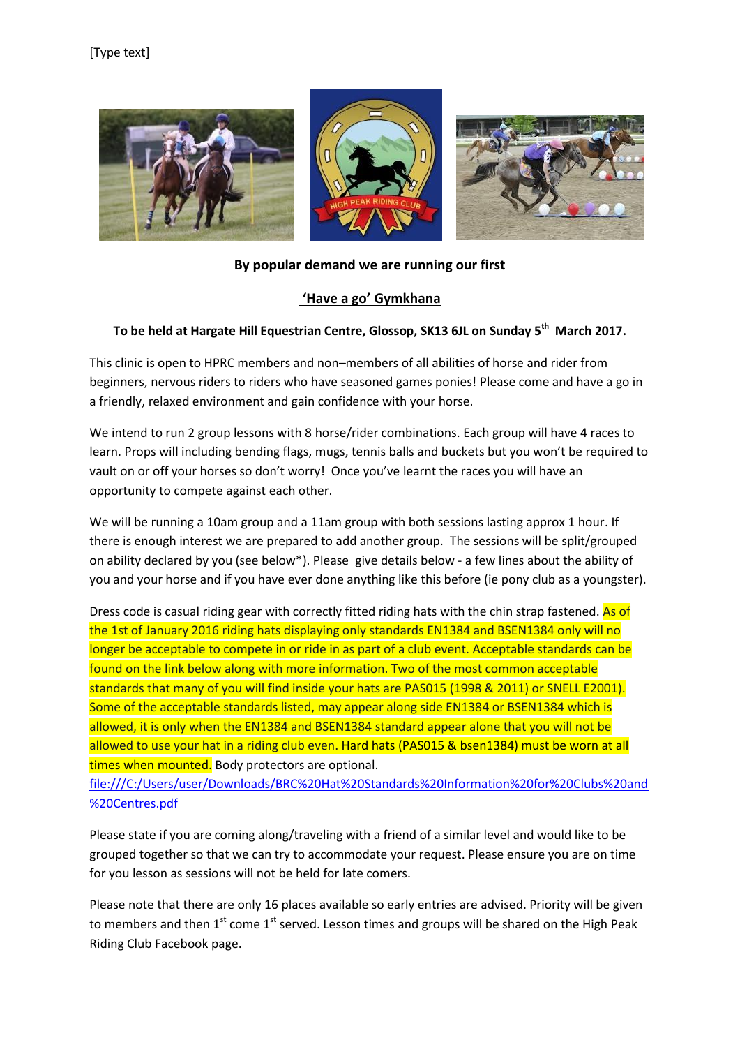[Type text]

**By popular demand we are running our first**

**'Have a go' Gymkhana**

**To be held at Hargate Hill Equestrian Centre, Glossop, SK13 6JL on Sunday 5th March 2017.**

This clinic is open to HPRC members and non–members of all abilities of horse and rider from beginners, nervous riders to riders who have seasoned games ponies! Please come and have a go in a friendly, relaxed environment and gain confidence with your horse.

We intend to run 2 group lessons with 8 horse/rider combinations. Each group will have 4 races to learn. Props will including bending flags, mugs, tennis balls and buckets but you won't be required to vault on or off your horses so don't worry! Once you've learnt the races you will have an opportunity to compete against each other.

We will be running a 10am group and a 11am group with both sessions lasting approx 1 hour. If there is enough interest we are prepared to add another group. The sessions will be split/grouped on ability declared by you (see below*). Please give details below - a few lines about the ability of you and your horse and if you have ever done anything like this before (ie pony club as a youngster).

Dress code is casual riding gear with correctly fitted riding hats with the chin strap fastened. As of the 1st of January 2016 riding hats displaying only standards EN1384 and BSEN1384 only will no longer be acceptable to compete in or ride in as part of a club event. Acceptable standards can be found on the link below along with more information. Two of the most common acceptable standards that many of you will find inside your hats are PAS015 (1998 & 2011) or SNELL E2001). Some of the acceptable standards listed, may appear along side EN1384 or BSEN1384 which is allowed, it is only when the EN1384 and BSEN1384 standard appear alone that you will not be allowed to use your hat in a riding club even. Hard hats (PAS015 & bsen1384) must be worn at all times when mounted. Body protectors are optional.
file:///C:/Users/user/Downloads/BRC%20Hat%20Standards%20Information%20for%20Clubs%20and%20Centres.pdf

Please state if you are coming along/traveling with a friend of a similar level and would like to be grouped together so that we can try to accommodate your request. Please ensure you are on time for you lesson as sessions will not be held for late comers.

Please note that there are only 16 places available so early entries are advised. Priority will be given to members and then 1st come 1st served. Lesson times and groups will be shared on the High Peak Riding Club Facebook page.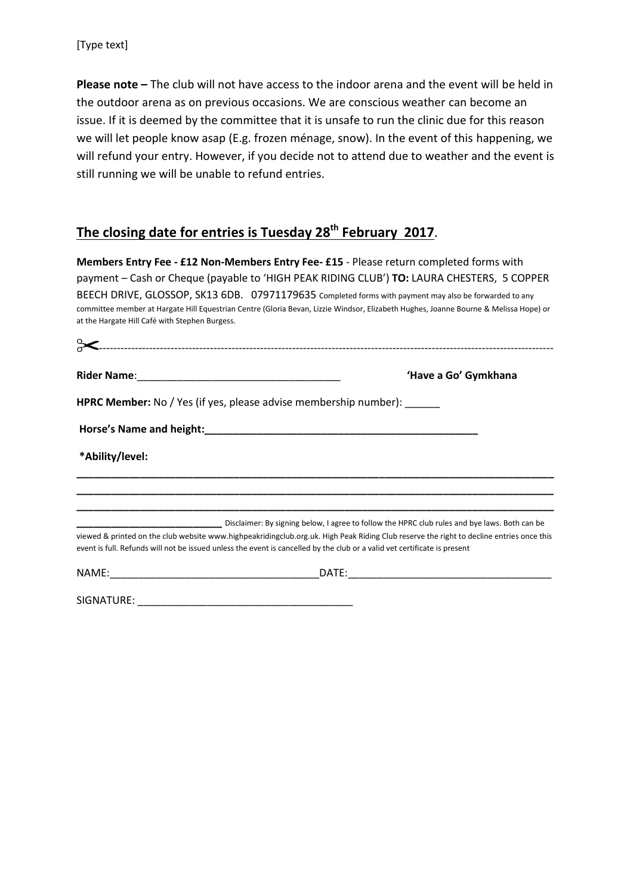[Type text]

**Please note –** The club will not have access to the indoor arena and the event will be held in the outdoor arena as on previous occasions. We are conscious weather can become an issue. If it is deemed by the committee that it is unsafe to run the clinic due for this reason we will let people know asap (E.g. frozen ménage, snow). In the event of this happening, we will refund your entry. However, if you decide not to attend due to weather and the event is still running we will be unable to refund entries.

## <u>The closing date for entries is Tuesday 28th February 2017</u>.

**Members Entry Fee - £12 Non-Members Entry Fee- £15** - Please return completed forms with payment – Cash or Cheque (payable to 'HIGH PEAK RIDING CLUB') **TO:** LAURA CHESTERS, 5 COPPER BEECH DRIVE, GLOSSOP, SK13 6DB. 07971179635 Completed forms with payment may also be forwarded to any committee member at Hargate Hill Equestrian Centre (Gloria Bevan, Lizzie Windsor, Elizabeth Hughes, Joanne Bourne & Melissa Hope) or at the Hargate Hill Café with Stephen Burgess.

✂------------------------------------------------------------------------------------------------------------------------------

**Rider Name**:___________________________________ **'Have a Go' Gymkhana**

**HPRC Member:** No / Yes (if yes, please advise membership number): ______

**Horse's Name and height:**_______________________________________________

**\*Ability/level:**

______________________________________________________________________________

______________________________________________________________________________

______________________________________________________________________________

___________________________ Disclaimer: By signing below, I agree to follow the HPRC club rules and bye laws. Both can be viewed & printed on the club website www.highpeakridingclub.org.uk. High Peak Riding Club reserve the right to decline entries once this event is full. Refunds will not be issued unless the event is cancelled by the club or a valid vet certificate is present

NAME:___________________________________DATE:__________________________________

SIGNATURE: _____________________________________